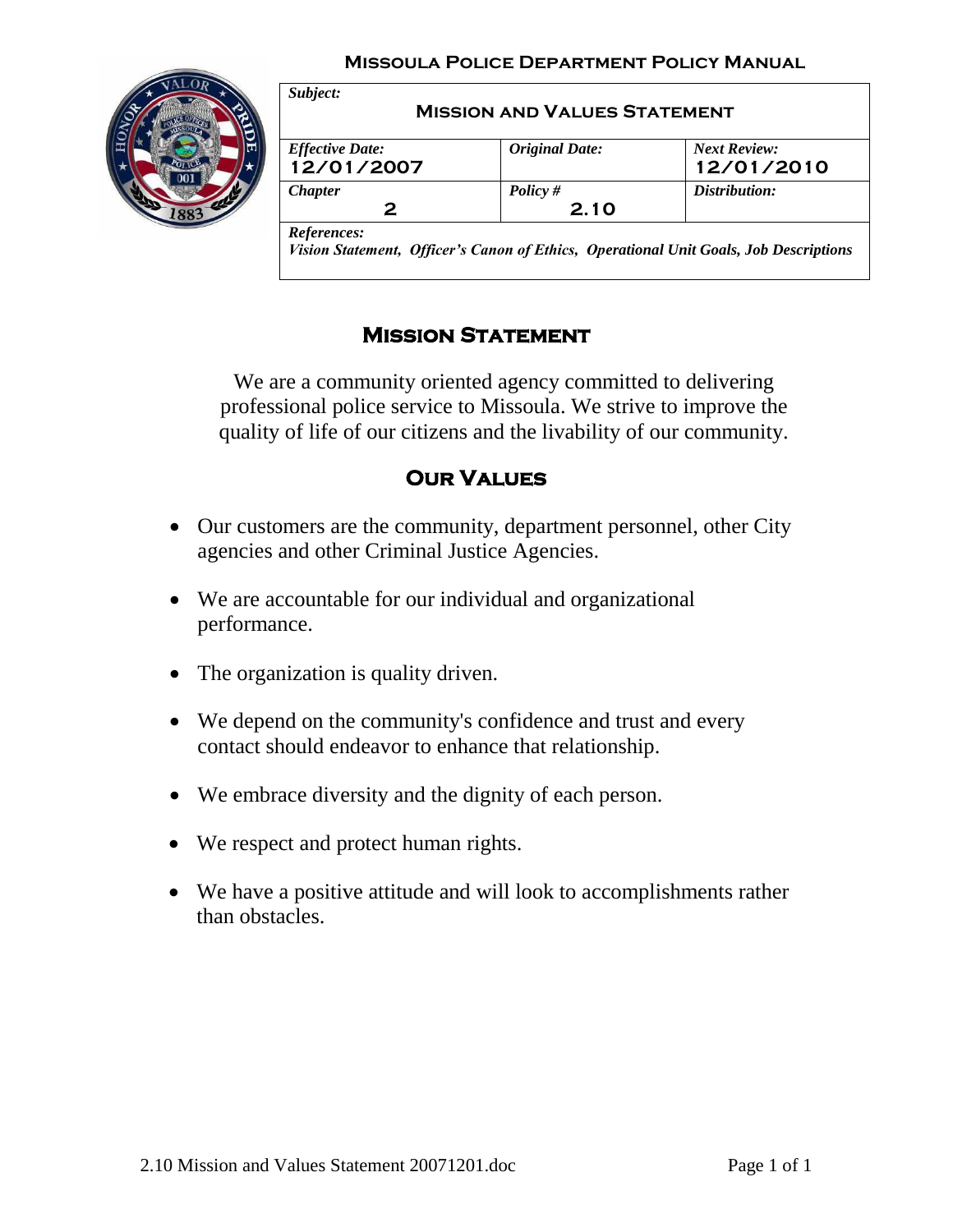**Missoula Police Department Policy Manual**

| *Subject:* **Mission and Values Statement** | | |
|---|---|---|
| *Effective Date:* 12/01/2007 | *Original Date:* | *Next Review:* 12/01/2010 |
| *Chapter* 2 | *Policy #* 2.10 | *Distribution:* |
| *References:* *Vision Statement, Officer's Canon of Ethics, Operational Unit Goals, Job Descriptions* | | |

## Mission Statement

We are a community oriented agency committed to delivering professional police service to Missoula. We strive to improve the quality of life of our citizens and the livability of our community.

## Our Values

- Our customers are the community, department personnel, other City agencies and other Criminal Justice Agencies.
- We are accountable for our individual and organizational performance.
- The organization is quality driven.
- We depend on the community's confidence and trust and every contact should endeavor to enhance that relationship.
- We embrace diversity and the dignity of each person.
- We respect and protect human rights.
- We have a positive attitude and will look to accomplishments rather than obstacles.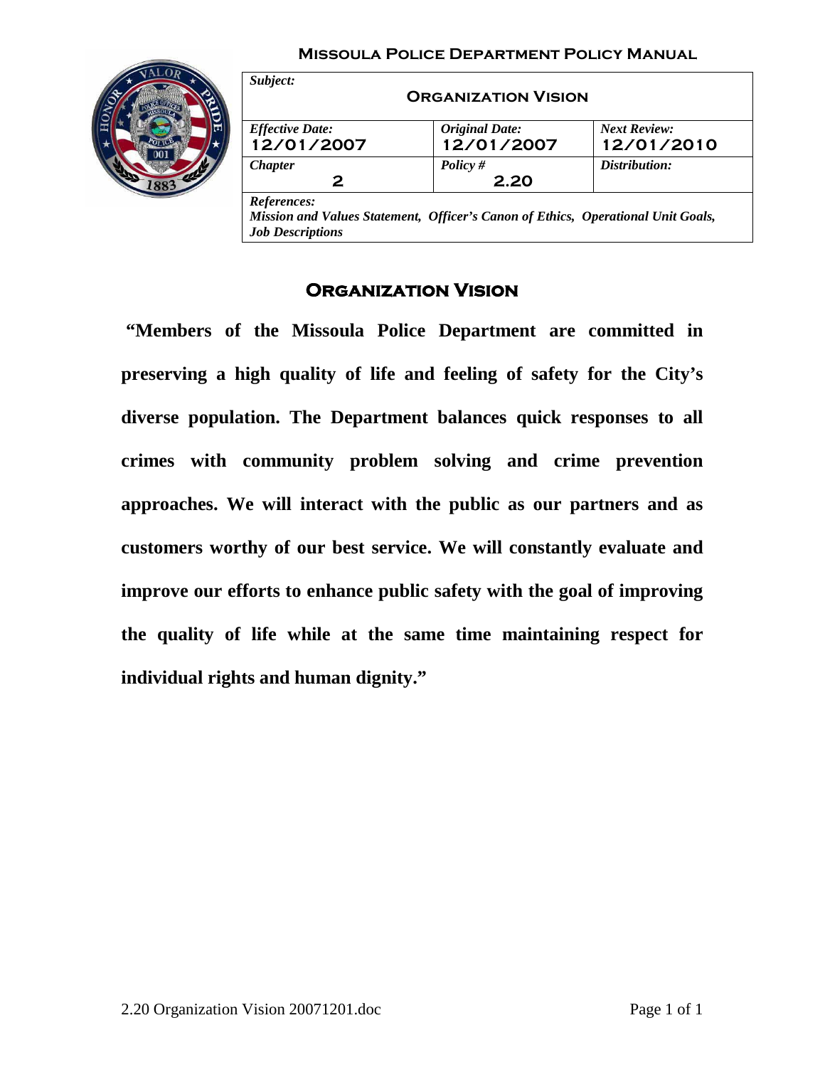**Missoula Police Department Policy Manual**

| | | |
|---|---|---|
| ***Subject:*** **Organization Vision** | | |
| ***Effective Date:*** **12/01/2007** | ***Original Date:*** **12/01/2007** | ***Next Review:*** **12/01/2010** |
| ***Chapter*** **2** | ***Policy #*** **2.20** | ***Distribution:*** |
| ***References:*** ***Mission and Values Statement, Officer's Canon of Ethics, Operational Unit Goals, Job Descriptions*** | | |

# Organization Vision

**"Members of the Missoula Police Department are committed in preserving a high quality of life and feeling of safety for the City's diverse population. The Department balances quick responses to all crimes with community problem solving and crime prevention approaches. We will interact with the public as our partners and as customers worthy of our best service. We will constantly evaluate and improve our efforts to enhance public safety with the goal of improving the quality of life while at the same time maintaining respect for individual rights and human dignity."**